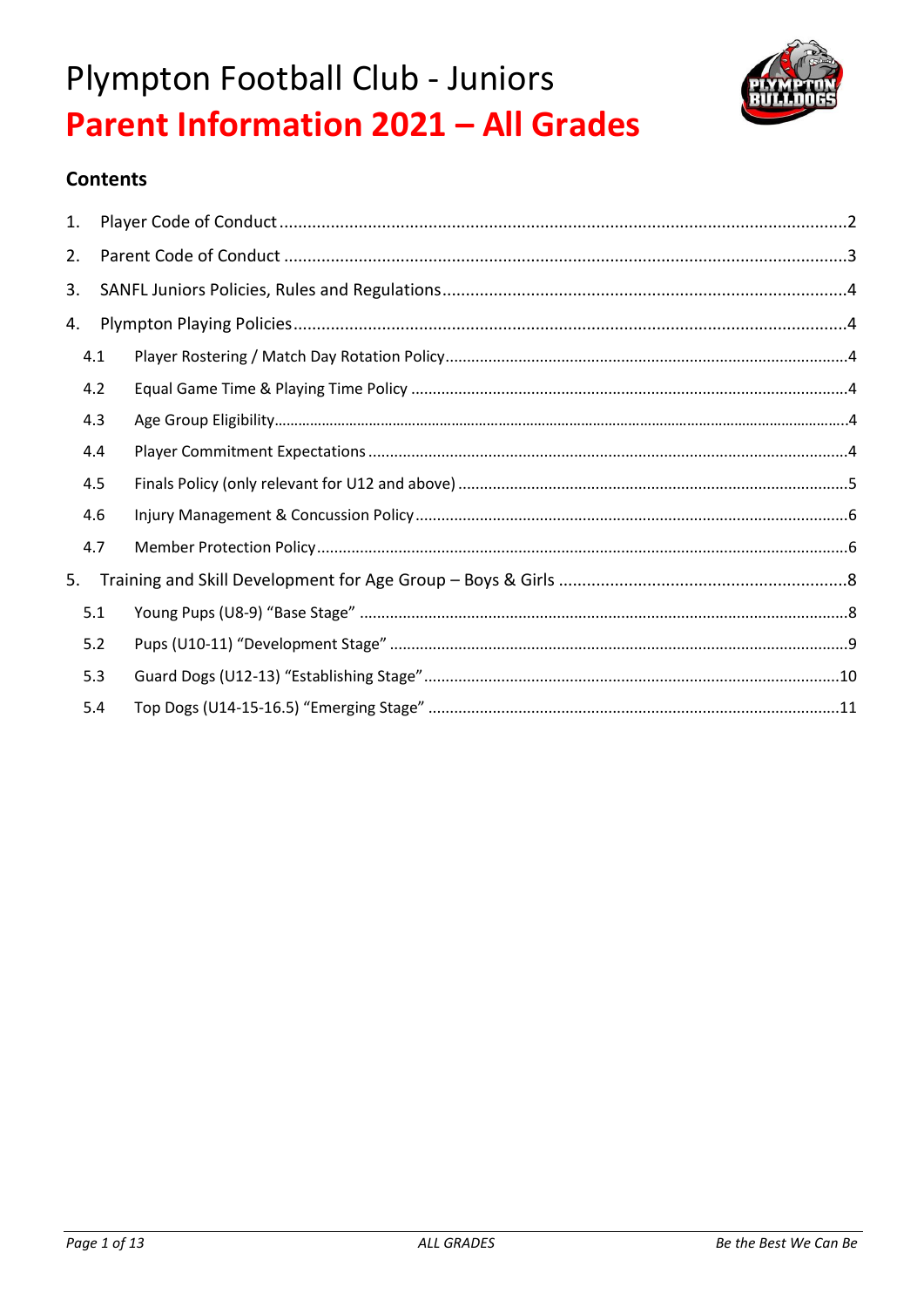# Plympton Football Club - Juniors

# Parent Information 2021 – All Grades

## Contents

1. Player Code of Conduct ........................................................................................................2
2. Parent Code of Conduct ........................................................................................................3
3. SANFL Juniors Policies, Rules and Regulations......................................................................4
4. Plympton Playing Policies......................................................................................................4
   - 4.1 Player Rostering / Match Day Rotation Policy..................................................................4
   - 4.2 Equal Game Time & Playing Time Policy ........................................................................4
   - 4.3 Age Group Eligibility.....................................................................................................4
   - 4.4 Player Commitment Expectations ..................................................................................4
   - 4.5 Finals Policy (only relevant for U12 and above) ..............................................................5
   - 4.6 Injury Management & Concussion Policy........................................................................6
   - 4.7 Member Protection Policy..............................................................................................6
5. Training and Skill Development for Age Group – Boys & Girls ..............................................8
   - 5.1 Young Pups (U8-9) "Base Stage" ....................................................................................8
   - 5.2 Pups (U10-11) "Development Stage" .............................................................................9
   - 5.3 Guard Dogs (U12-13) "Establishing Stage"...................................................................10
   - 5.4 Top Dogs (U14-15-16.5) "Emerging Stage" ..................................................................11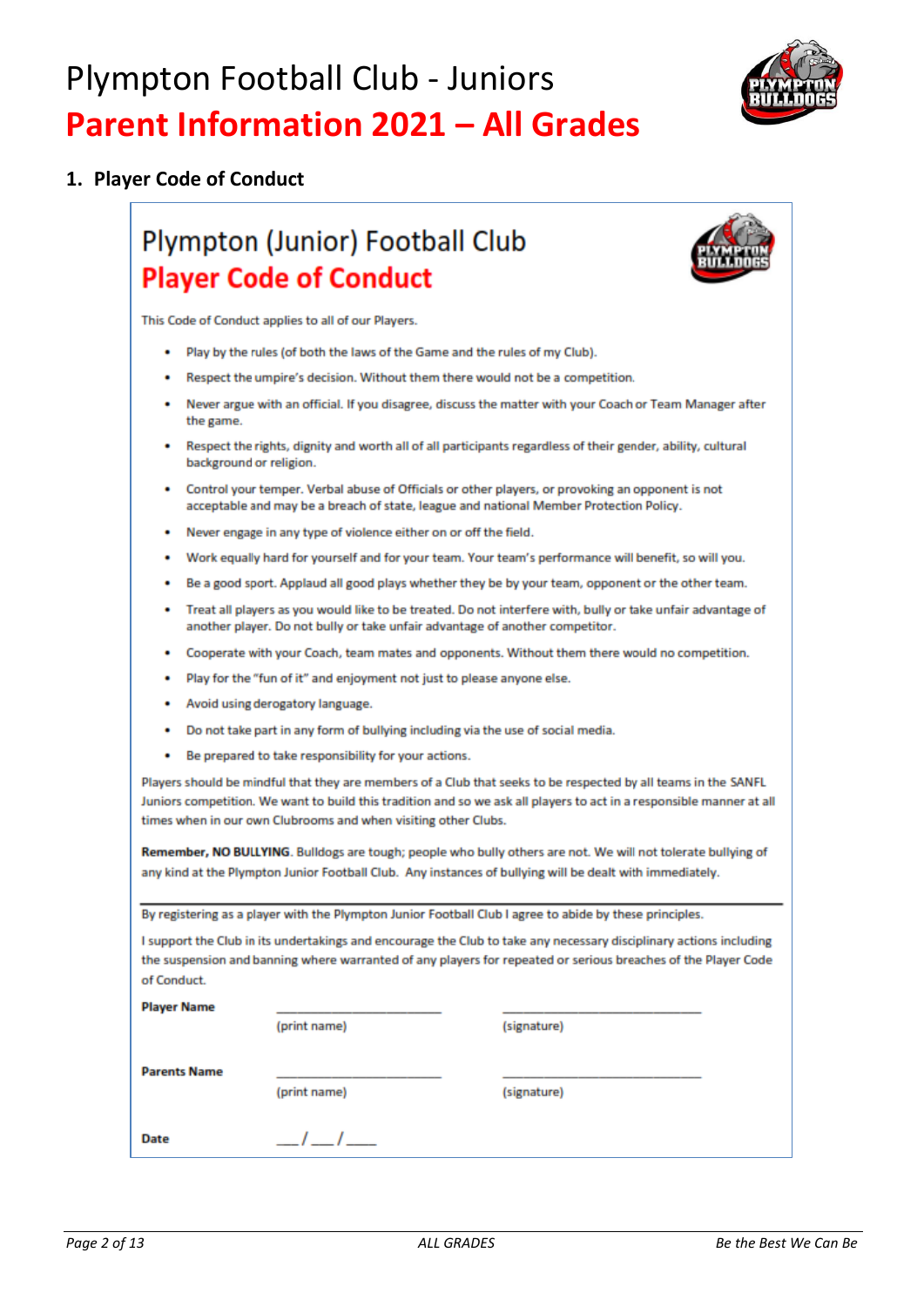# Plympton Football Club - Juniors

# Parent Information 2021 – All Grades

## 1. Player Code of Conduct

### Plympton (Junior) Football Club
### Player Code of Conduct

This Code of Conduct applies to all of our Players.

- Play by the rules (of both the laws of the Game and the rules of my Club).
- Respect the umpire's decision. Without them there would not be a competition.
- Never argue with an official. If you disagree, discuss the matter with your Coach or Team Manager after the game.
- Respect the rights, dignity and worth all of all participants regardless of their gender, ability, cultural background or religion.
- Control your temper. Verbal abuse of Officials or other players, or provoking an opponent is not acceptable and may be a breach of state, league and national Member Protection Policy.
- Never engage in any type of violence either on or off the field.
- Work equally hard for yourself and for your team. Your team's performance will benefit, so will you.
- Be a good sport. Applaud all good plays whether they be by your team, opponent or the other team.
- Treat all players as you would like to be treated. Do not interfere with, bully or take unfair advantage of another player. Do not bully or take unfair advantage of another competitor.
- Cooperate with your Coach, team mates and opponents. Without them there would no competition.
- Play for the "fun of it" and enjoyment not just to please anyone else.
- Avoid using derogatory language.
- Do not take part in any form of bullying including via the use of social media.
- Be prepared to take responsibility for your actions.

Players should be mindful that they are members of a Club that seeks to be respected by all teams in the SANFL Juniors competition. We want to build this tradition and so we ask all players to act in a responsible manner at all times when in our own Clubrooms and when visiting other Clubs.

**Remember, NO BULLYING**. Bulldogs are tough; people who bully others are not. We will not tolerate bullying of any kind at the Plympton Junior Football Club. Any instances of bullying will be dealt with immediately.

---

By registering as a player with the Plympton Junior Football Club I agree to abide by these principles.

I support the Club in its undertakings and encourage the Club to take any necessary disciplinary actions including the suspension and banning where warranted of any players for repeated or serious breaches of the Player Code of Conduct.

**Player Name** \_\_\_\_\_\_\_\_\_\_\_\_\_\_\_\_\_\_\_\_\_\_\_\_ (print name) \_\_\_\_\_\_\_\_\_\_\_\_\_\_\_\_\_\_\_\_\_\_\_\_\_\_\_\_\_ (signature)

**Parents Name** \_\_\_\_\_\_\_\_\_\_\_\_\_\_\_\_\_\_\_\_\_\_\_\_ (print name) \_\_\_\_\_\_\_\_\_\_\_\_\_\_\_\_\_\_\_\_\_\_\_\_\_\_\_\_\_ (signature)

**Date** \_\_\_/\_\_\_/\_\_\_\_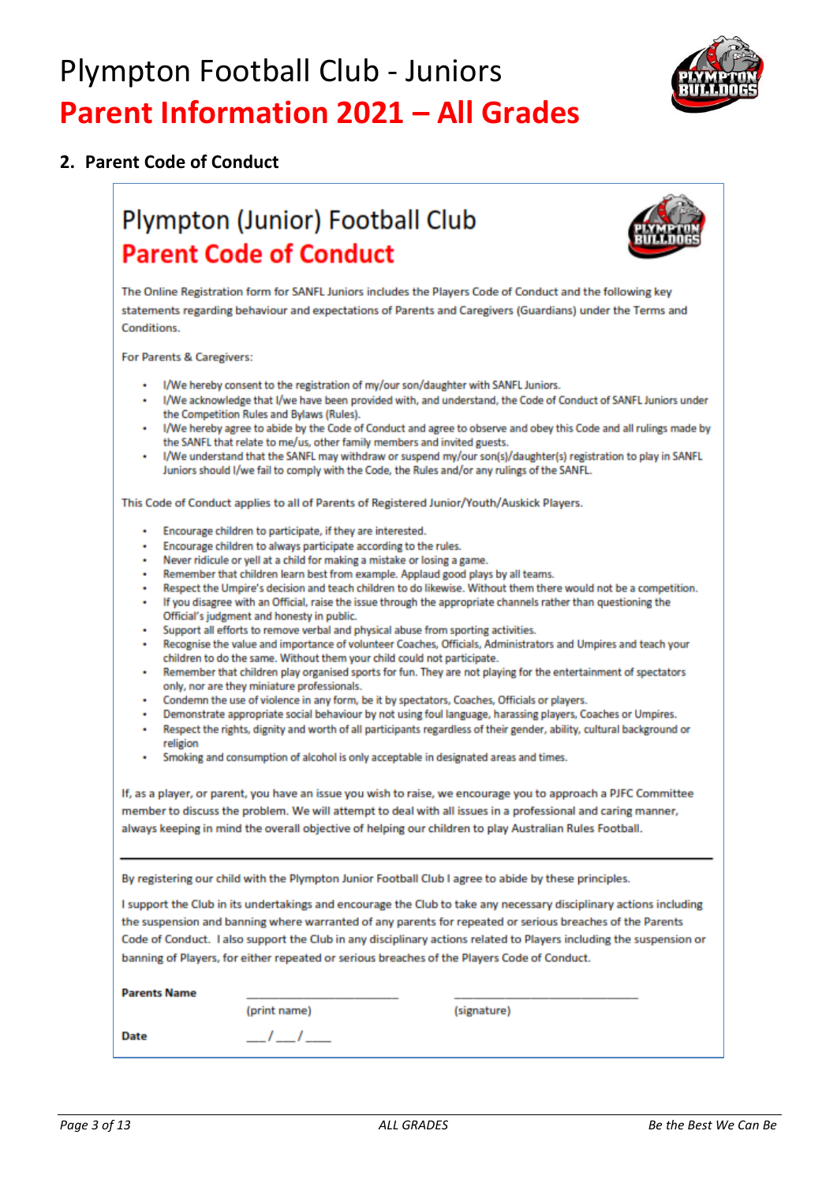# Plympton Football Club - Juniors

# Parent Information 2021 – All Grades

## 2. Parent Code of Conduct

### Plympton (Junior) Football Club

### Parent Code of Conduct

The Online Registration form for SANFL Juniors includes the Players Code of Conduct and the following key statements regarding behaviour and expectations of Parents and Caregivers (Guardians) under the Terms and Conditions.

For Parents & Caregivers:

- I/We hereby consent to the registration of my/our son/daughter with SANFL Juniors.
- I/We acknowledge that I/we have been provided with, and understand, the Code of Conduct of SANFL Juniors under the Competition Rules and Bylaws (Rules).
- I/We hereby agree to abide by the Code of Conduct and agree to observe and obey this Code and all rulings made by the SANFL that relate to me/us, other family members and invited guests.
- I/We understand that the SANFL may withdraw or suspend my/our son(s)/daughter(s) registration to play in SANFL Juniors should I/we fail to comply with the Code, the Rules and/or any rulings of the SANFL.

This Code of Conduct applies to all of Parents of Registered Junior/Youth/Auskick Players.

- Encourage children to participate, if they are interested.
- Encourage children to always participate according to the rules.
- Never ridicule or yell at a child for making a mistake or losing a game.
- Remember that children learn best from example. Applaud good plays by all teams.
- Respect the Umpire's decision and teach children to do likewise. Without them there would not be a competition.
- If you disagree with an Official, raise the issue through the appropriate channels rather than questioning the Official's judgment and honesty in public.
- Support all efforts to remove verbal and physical abuse from sporting activities.
- Recognise the value and importance of volunteer Coaches, Officials, Administrators and Umpires and teach your children to do the same. Without them your child could not participate.
- Remember that children play organised sports for fun. They are not playing for the entertainment of spectators only, nor are they miniature professionals.
- Condemn the use of violence in any form, be it by spectators, Coaches, Officials or players.
- Demonstrate appropriate social behaviour by not using foul language, harassing players, Coaches or Umpires.
- Respect the rights, dignity and worth of all participants regardless of their gender, ability, cultural background or religion
- Smoking and consumption of alcohol is only acceptable in designated areas and times.

If, as a player, or parent, you have an issue you wish to raise, we encourage you to approach a PJFC Committee member to discuss the problem. We will attempt to deal with all issues in a professional and caring manner, always keeping in mind the overall objective of helping our children to play Australian Rules Football.

---

By registering our child with the Plympton Junior Football Club I agree to abide by these principles.

I support the Club in its undertakings and encourage the Club to take any necessary disciplinary actions including the suspension and banning where warranted of any parents for repeated or serious breaches of the Parents Code of Conduct. I also support the Club in any disciplinary actions related to Players including the suspension or banning of Players, for either repeated or serious breaches of the Players Code of Conduct.

**Parents Name** ______________________ ______________________
(print name) (signature)

**Date** ___/___/___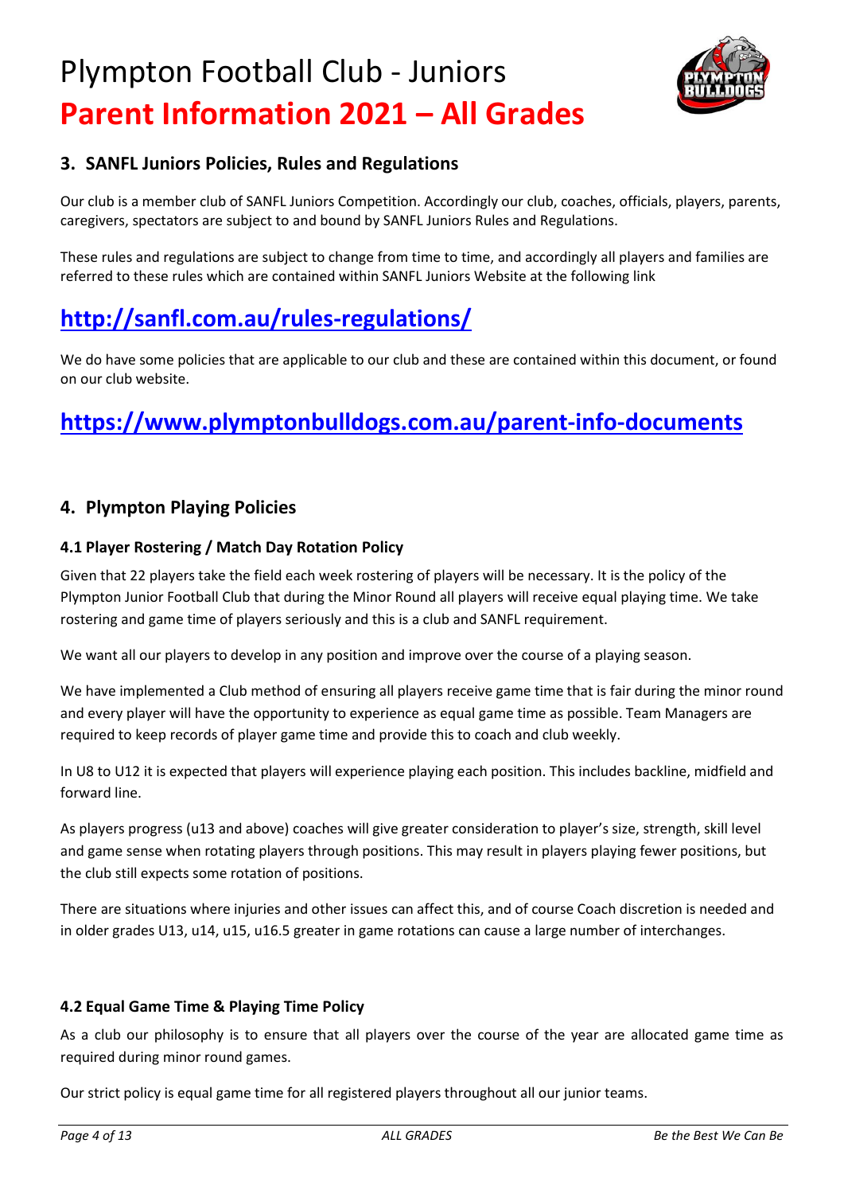# Plympton Football Club - Juniors

# Parent Information 2021 – All Grades

## 3. SANFL Juniors Policies, Rules and Regulations

Our club is a member club of SANFL Juniors Competition. Accordingly our club, coaches, officials, players, parents, caregivers, spectators are subject to and bound by SANFL Juniors Rules and Regulations.

These rules and regulations are subject to change from time to time, and accordingly all players and families are referred to these rules which are contained within SANFL Juniors Website at the following link

## http://sanfl.com.au/rules-regulations/

We do have some policies that are applicable to our club and these are contained within this document, or found on our club website.

## https://www.plymptonbulldogs.com.au/parent-info-documents

## 4. Plympton Playing Policies

### 4.1 Player Rostering / Match Day Rotation Policy

Given that 22 players take the field each week rostering of players will be necessary. It is the policy of the Plympton Junior Football Club that during the Minor Round all players will receive equal playing time. We take rostering and game time of players seriously and this is a club and SANFL requirement.

We want all our players to develop in any position and improve over the course of a playing season.

We have implemented a Club method of ensuring all players receive game time that is fair during the minor round and every player will have the opportunity to experience as equal game time as possible. Team Managers are required to keep records of player game time and provide this to coach and club weekly.

In U8 to U12 it is expected that players will experience playing each position. This includes backline, midfield and forward line.

As players progress (u13 and above) coaches will give greater consideration to player's size, strength, skill level and game sense when rotating players through positions. This may result in players playing fewer positions, but the club still expects some rotation of positions.

There are situations where injuries and other issues can affect this, and of course Coach discretion is needed and in older grades U13, u14, u15, u16.5 greater in game rotations can cause a large number of interchanges.

### 4.2 Equal Game Time & Playing Time Policy

As a club our philosophy is to ensure that all players over the course of the year are allocated game time as required during minor round games.

Our strict policy is equal game time for all registered players throughout all our junior teams.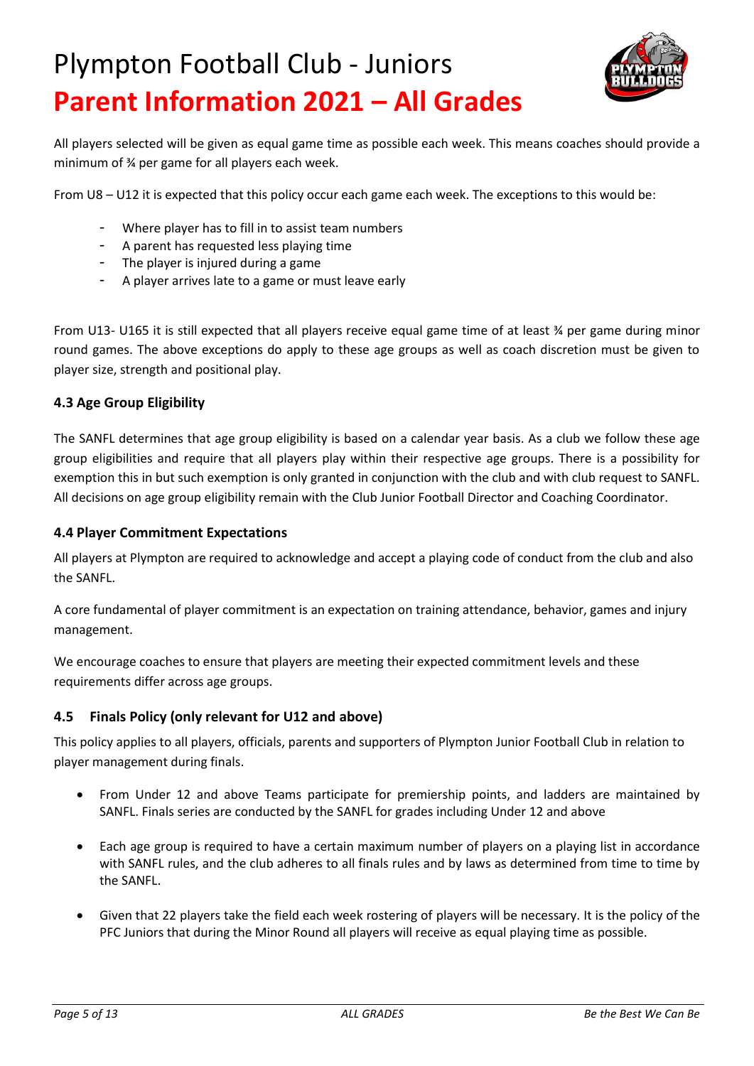# Plympton Football Club - Juniors

# Parent Information 2021 – All Grades

All players selected will be given as equal game time as possible each week. This means coaches should provide a minimum of ¾ per game for all players each week.

From U8 – U12 it is expected that this policy occur each game each week. The exceptions to this would be:

- Where player has to fill in to assist team numbers
- A parent has requested less playing time
- The player is injured during a game
- A player arrives late to a game or must leave early

From U13- U165 it is still expected that all players receive equal game time of at least ¾ per game during minor round games. The above exceptions do apply to these age groups as well as coach discretion must be given to player size, strength and positional play.

### 4.3 Age Group Eligibility

The SANFL determines that age group eligibility is based on a calendar year basis. As a club we follow these age group eligibilities and require that all players play within their respective age groups. There is a possibility for exemption this in but such exemption is only granted in conjunction with the club and with club request to SANFL. All decisions on age group eligibility remain with the Club Junior Football Director and Coaching Coordinator.

### 4.4 Player Commitment Expectations

All players at Plympton are required to acknowledge and accept a playing code of conduct from the club and also the SANFL.

A core fundamental of player commitment is an expectation on training attendance, behavior, games and injury management.

We encourage coaches to ensure that players are meeting their expected commitment levels and these requirements differ across age groups.

### 4.5 Finals Policy (only relevant for U12 and above)

This policy applies to all players, officials, parents and supporters of Plympton Junior Football Club in relation to player management during finals.

- From Under 12 and above Teams participate for premiership points, and ladders are maintained by SANFL. Finals series are conducted by the SANFL for grades including Under 12 and above
- Each age group is required to have a certain maximum number of players on a playing list in accordance with SANFL rules, and the club adheres to all finals rules and by laws as determined from time to time by the SANFL.
- Given that 22 players take the field each week rostering of players will be necessary. It is the policy of the PFC Juniors that during the Minor Round all players will receive as equal playing time as possible.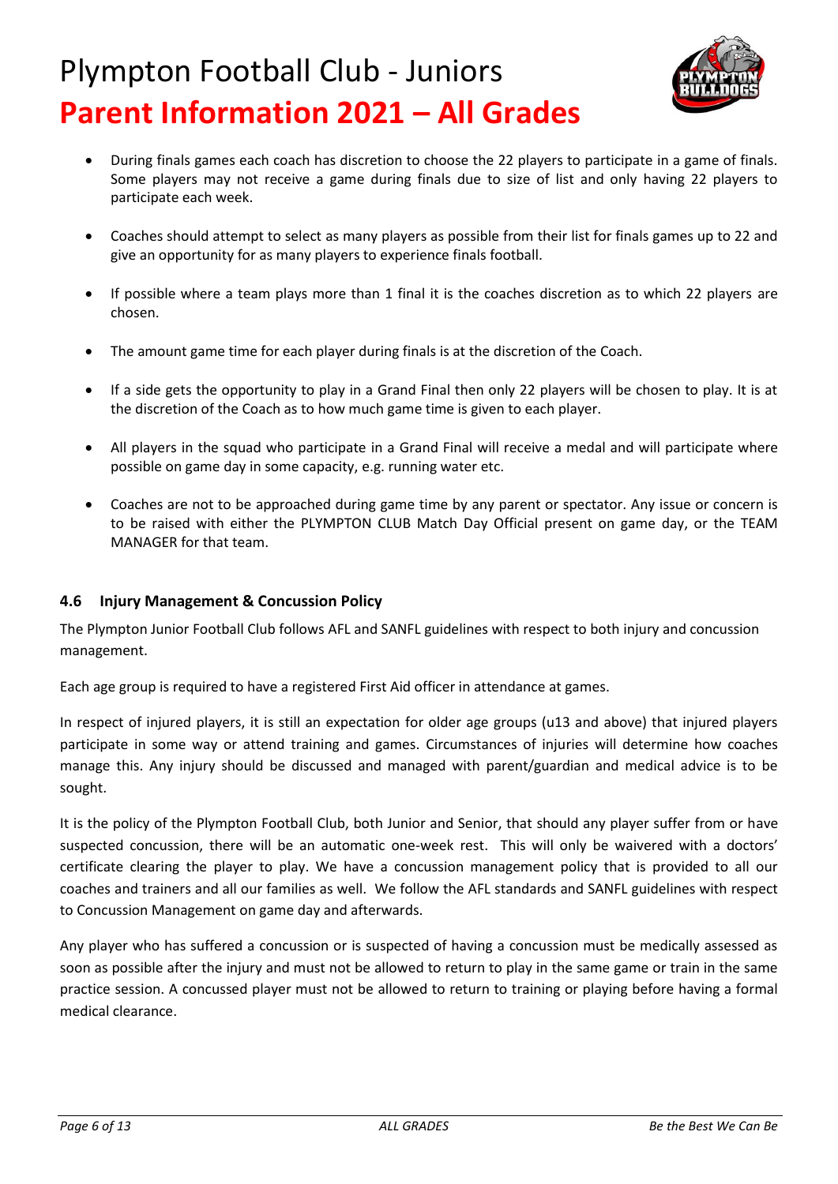- During finals games each coach has discretion to choose the 22 players to participate in a game of finals. Some players may not receive a game during finals due to size of list and only having 22 players to participate each week.

- Coaches should attempt to select as many players as possible from their list for finals games up to 22 and give an opportunity for as many players to experience finals football.

- If possible where a team plays more than 1 final it is the coaches discretion as to which 22 players are chosen.

- The amount game time for each player during finals is at the discretion of the Coach.

- If a side gets the opportunity to play in a Grand Final then only 22 players will be chosen to play. It is at the discretion of the Coach as to how much game time is given to each player.

- All players in the squad who participate in a Grand Final will receive a medal and will participate where possible on game day in some capacity, e.g. running water etc.

- Coaches are not to be approached during game time by any parent or spectator. Any issue or concern is to be raised with either the PLYMPTON CLUB Match Day Official present on game day, or the TEAM MANAGER for that team.

### 4.6 Injury Management & Concussion Policy

The Plympton Junior Football Club follows AFL and SANFL guidelines with respect to both injury and concussion management.

Each age group is required to have a registered First Aid officer in attendance at games.

In respect of injured players, it is still an expectation for older age groups (u13 and above) that injured players participate in some way or attend training and games. Circumstances of injuries will determine how coaches manage this. Any injury should be discussed and managed with parent/guardian and medical advice is to be sought.

It is the policy of the Plympton Football Club, both Junior and Senior, that should any player suffer from or have suspected concussion, there will be an automatic one-week rest. This will only be waivered with a doctors' certificate clearing the player to play. We have a concussion management policy that is provided to all our coaches and trainers and all our families as well. We follow the AFL standards and SANFL guidelines with respect to Concussion Management on game day and afterwards.

Any player who has suffered a concussion or is suspected of having a concussion must be medically assessed as soon as possible after the injury and must not be allowed to return to play in the same game or train in the same practice session. A concussed player must not be allowed to return to training or playing before having a formal medical clearance.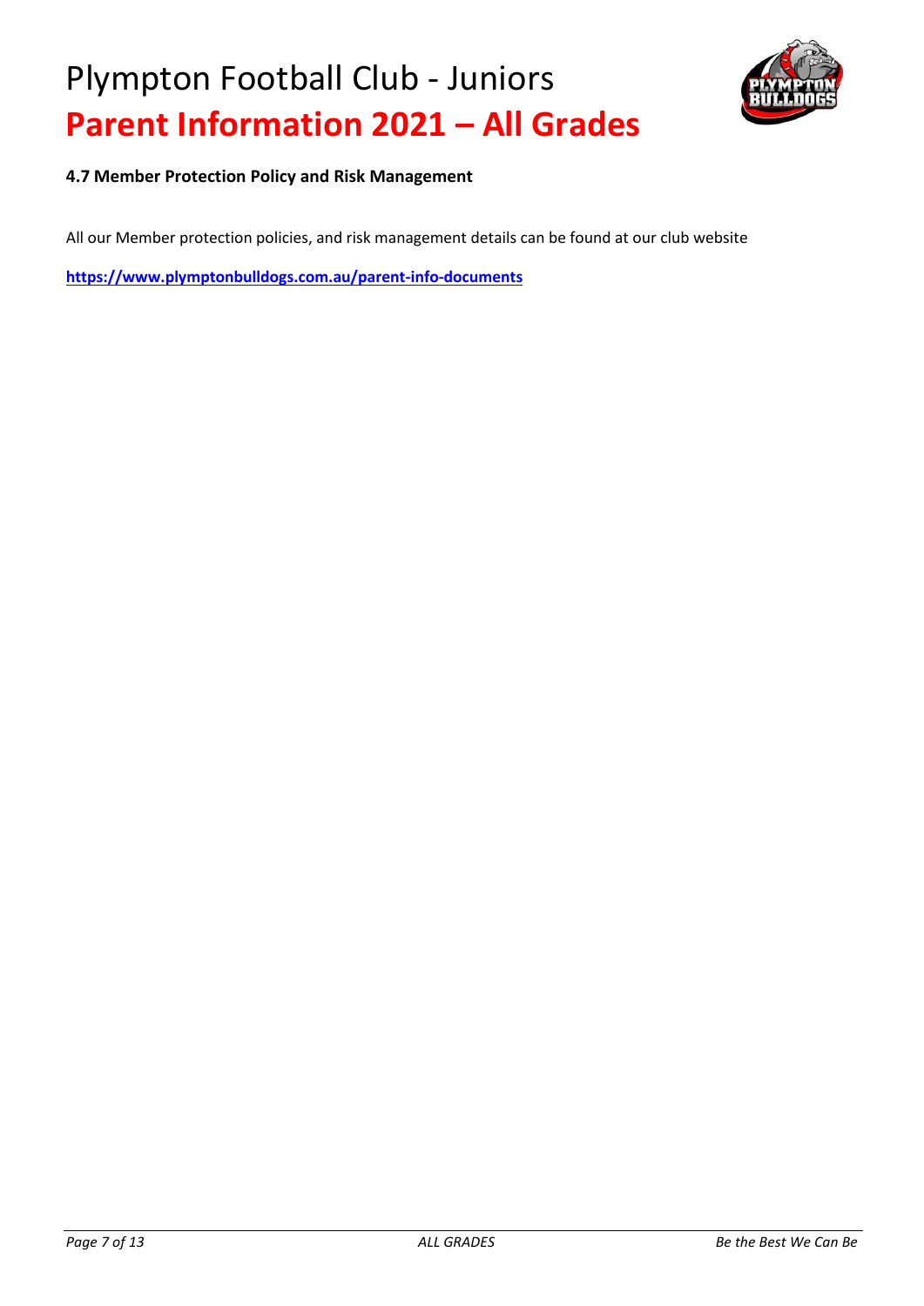#### 4.7 Member Protection Policy and Risk Management

All our Member protection policies, and risk management details can be found at our club website

**https://www.plymptonbulldogs.com.au/parent-info-documents**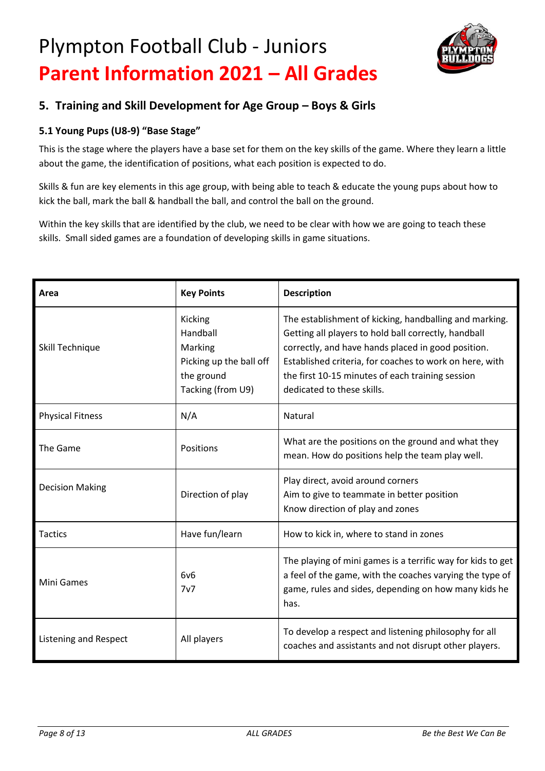# Plympton Football Club - Juniors

# Parent Information 2021 – All Grades

## 5. Training and Skill Development for Age Group – Boys & Girls

### 5.1 Young Pups (U8-9) "Base Stage"

This is the stage where the players have a base set for them on the key skills of the game. Where they learn a little about the game, the identification of positions, what each position is expected to do.

Skills & fun are key elements in this age group, with being able to teach & educate the young pups about how to kick the ball, mark the ball & handball the ball, and control the ball on the ground.

Within the key skills that are identified by the club, we need to be clear with how we are going to teach these skills. Small sided games are a foundation of developing skills in game situations.

| Area | Key Points | Description |
|---|---|---|
| Skill Technique | Kicking<br>Handball<br>Marking<br>Picking up the ball off the ground<br>Tacking (from U9) | The establishment of kicking, handballing and marking. Getting all players to hold ball correctly, handball correctly, and have hands placed in good position. Established criteria, for coaches to work on here, with the first 10-15 minutes of each training session dedicated to these skills. |
| Physical Fitness | N/A | Natural |
| The Game | Positions | What are the positions on the ground and what they mean. How do positions help the team play well. |
| Decision Making | Direction of play | Play direct, avoid around corners<br>Aim to give to teammate in better position<br>Know direction of play and zones |
| Tactics | Have fun/learn | How to kick in, where to stand in zones |
| Mini Games | 6v6<br>7v7 | The playing of mini games is a terrific way for kids to get a feel of the game, with the coaches varying the type of game, rules and sides, depending on how many kids he has. |
| Listening and Respect | All players | To develop a respect and listening philosophy for all coaches and assistants and not disrupt other players. |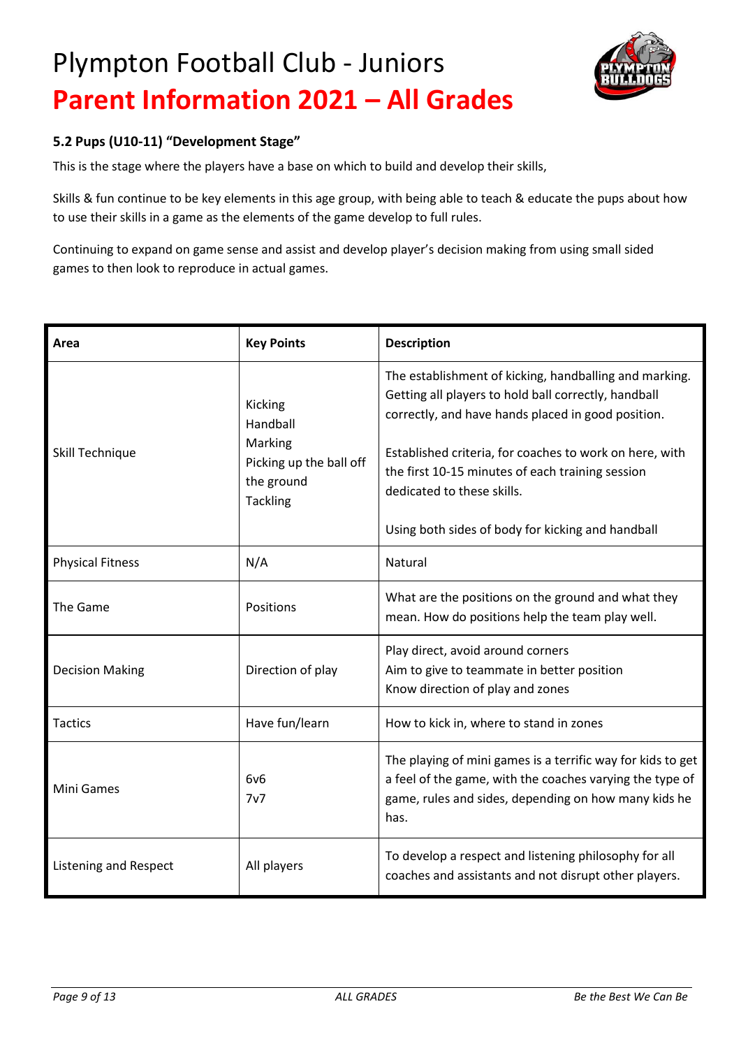# Plympton Football Club - Juniors

## Parent Information 2021 – All Grades

### 5.2 Pups (U10-11) "Development Stage"

This is the stage where the players have a base on which to build and develop their skills,

Skills & fun continue to be key elements in this age group, with being able to teach & educate the pups about how to use their skills in a game as the elements of the game develop to full rules.

Continuing to expand on game sense and assist and develop player's decision making from using small sided games to then look to reproduce in actual games.

| Area | Key Points | Description |
|---|---|---|
| Skill Technique | Kicking<br>Handball<br>Marking<br>Picking up the ball off the ground<br>Tackling | The establishment of kicking, handballing and marking. Getting all players to hold ball correctly, handball correctly, and have hands placed in good position.<br><br>Established criteria, for coaches to work on here, with the first 10-15 minutes of each training session dedicated to these skills.<br><br>Using both sides of body for kicking and handball |
| Physical Fitness | N/A | Natural |
| The Game | Positions | What are the positions on the ground and what they mean. How do positions help the team play well. |
| Decision Making | Direction of play | Play direct, avoid around corners<br>Aim to give to teammate in better position<br>Know direction of play and zones |
| Tactics | Have fun/learn | How to kick in, where to stand in zones |
| Mini Games | 6v6<br>7v7 | The playing of mini games is a terrific way for kids to get a feel of the game, with the coaches varying the type of game, rules and sides, depending on how many kids he has. |
| Listening and Respect | All players | To develop a respect and listening philosophy for all coaches and assistants and not disrupt other players. |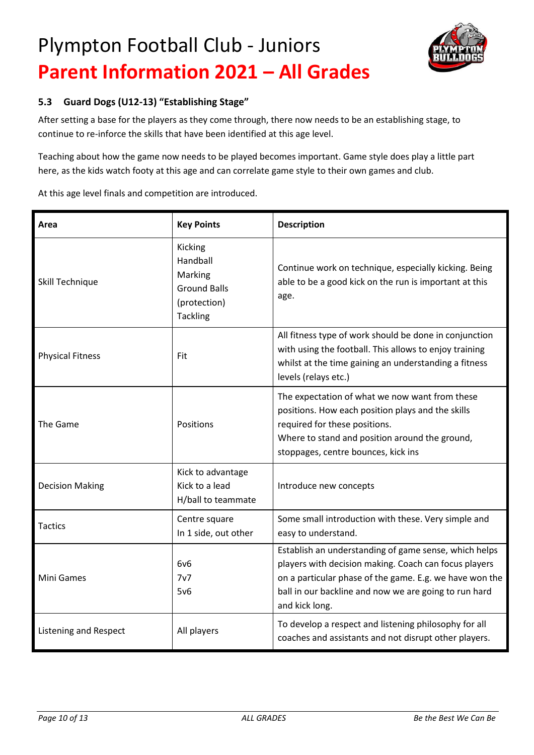# Plympton Football Club - Juniors

# Parent Information 2021 – All Grades

### 5.3 Guard Dogs (U12-13) "Establishing Stage"

After setting a base for the players as they come through, there now needs to be an establishing stage, to continue to re-inforce the skills that have been identified at this age level.

Teaching about how the game now needs to be played becomes important. Game style does play a little part here, as the kids watch footy at this age and can correlate game style to their own games and club.

At this age level finals and competition are introduced.

| Area | Key Points | Description |
| --- | --- | --- |
| Skill Technique | Kicking<br>Handball<br>Marking<br>Ground Balls (protection)<br>Tackling | Continue work on technique, especially kicking. Being able to be a good kick on the run is important at this age. |
| Physical Fitness | Fit | All fitness type of work should be done in conjunction with using the football. This allows to enjoy training whilst at the time gaining an understanding a fitness levels (relays etc.) |
| The Game | Positions | The expectation of what we now want from these positions. How each position plays and the skills required for these positions.<br>Where to stand and position around the ground, stoppages, centre bounces, kick ins |
| Decision Making | Kick to advantage<br>Kick to a lead<br>H/ball to teammate | Introduce new concepts |
| Tactics | Centre square<br>In 1 side, out other | Some small introduction with these. Very simple and easy to understand. |
| Mini Games | 6v6<br>7v7<br>5v6 | Establish an understanding of game sense, which helps players with decision making. Coach can focus players on a particular phase of the game. E.g. we have won the ball in our backline and now we are going to run hard and kick long. |
| Listening and Respect | All players | To develop a respect and listening philosophy for all coaches and assistants and not disrupt other players. |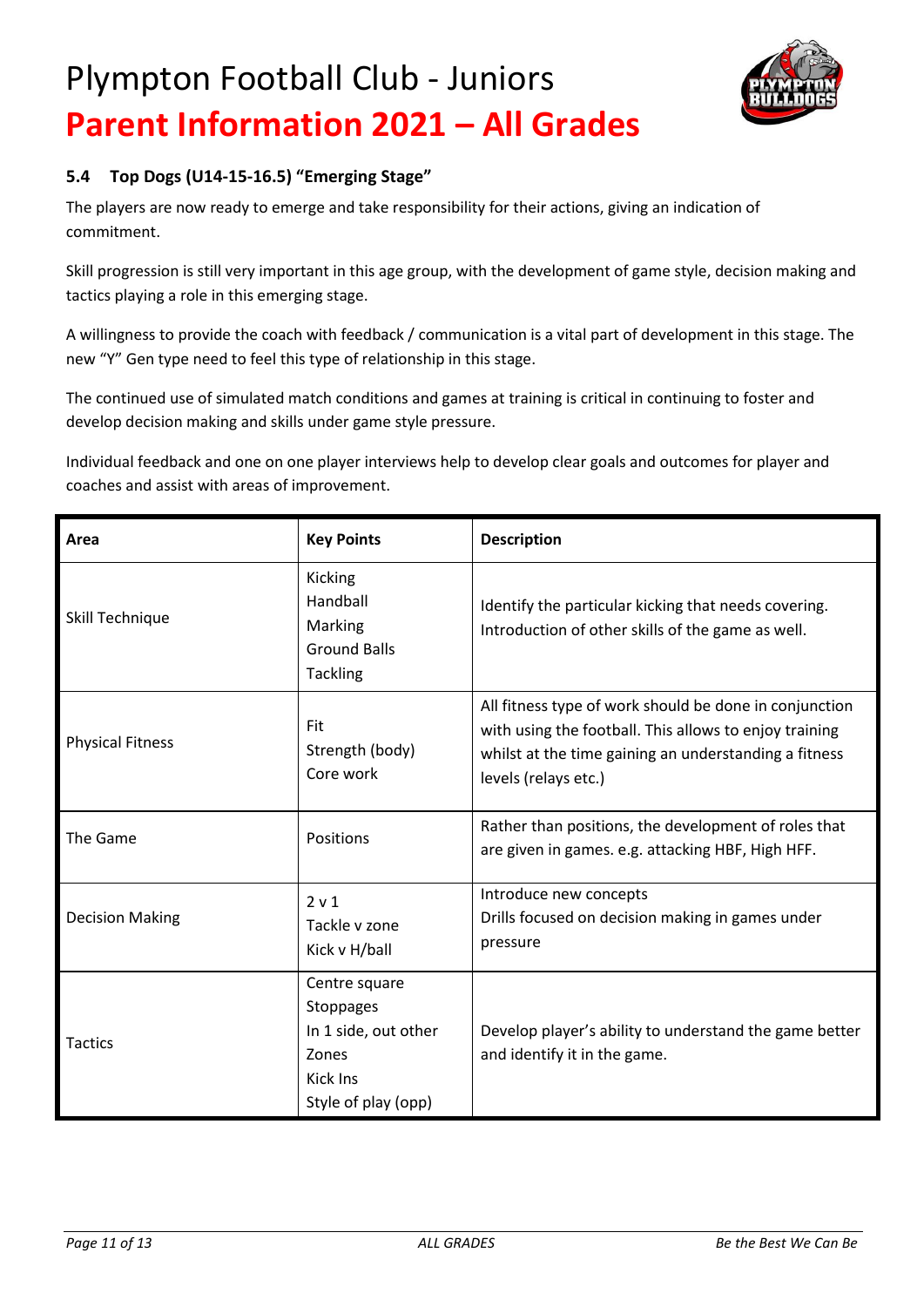# Plympton Football Club - Juniors

## Parent Information 2021 – All Grades

### 5.4 Top Dogs (U14-15-16.5) "Emerging Stage"

The players are now ready to emerge and take responsibility for their actions, giving an indication of commitment.

Skill progression is still very important in this age group, with the development of game style, decision making and tactics playing a role in this emerging stage.

A willingness to provide the coach with feedback / communication is a vital part of development in this stage. The new "Y" Gen type need to feel this type of relationship in this stage.

The continued use of simulated match conditions and games at training is critical in continuing to foster and develop decision making and skills under game style pressure.

Individual feedback and one on one player interviews help to develop clear goals and outcomes for player and coaches and assist with areas of improvement.

| Area | Key Points | Description |
| --- | --- | --- |
| Skill Technique | Kicking<br>Handball<br>Marking<br>Ground Balls<br>Tackling | Identify the particular kicking that needs covering.<br>Introduction of other skills of the game as well. |
| Physical Fitness | Fit<br>Strength (body)<br>Core work | All fitness type of work should be done in conjunction with using the football. This allows to enjoy training whilst at the time gaining an understanding a fitness levels (relays etc.) |
| The Game | Positions | Rather than positions, the development of roles that are given in games. e.g. attacking HBF, High HFF. |
| Decision Making | 2 v 1<br>Tackle v zone<br>Kick v H/ball | Introduce new concepts<br>Drills focused on decision making in games under pressure |
| Tactics | Centre square<br>Stoppages<br>In 1 side, out other<br>Zones<br>Kick Ins<br>Style of play (opp) | Develop player's ability to understand the game better and identify it in the game. |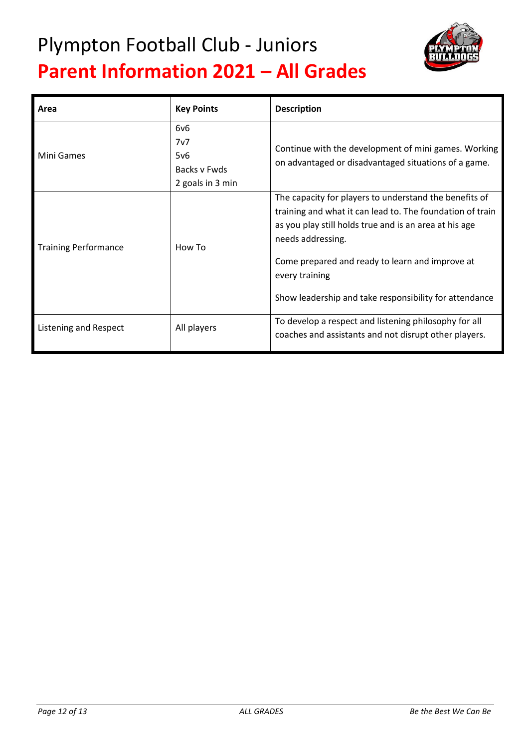# Plympton Football Club - Juniors

## Parent Information 2021 – All Grades

| Area | Key Points | Description |
|---|---|---|
| Mini Games | 6v6<br>7v7<br>5v6<br>Backs v Fwds<br>2 goals in 3 min | Continue with the development of mini games. Working on advantaged or disadvantaged situations of a game. |
| Training Performance | How To | The capacity for players to understand the benefits of training and what it can lead to. The foundation of train as you play still holds true and is an area at his age needs addressing.<br><br>Come prepared and ready to learn and improve at every training<br><br>Show leadership and take responsibility for attendance |
| Listening and Respect | All players | To develop a respect and listening philosophy for all coaches and assistants and not disrupt other players. |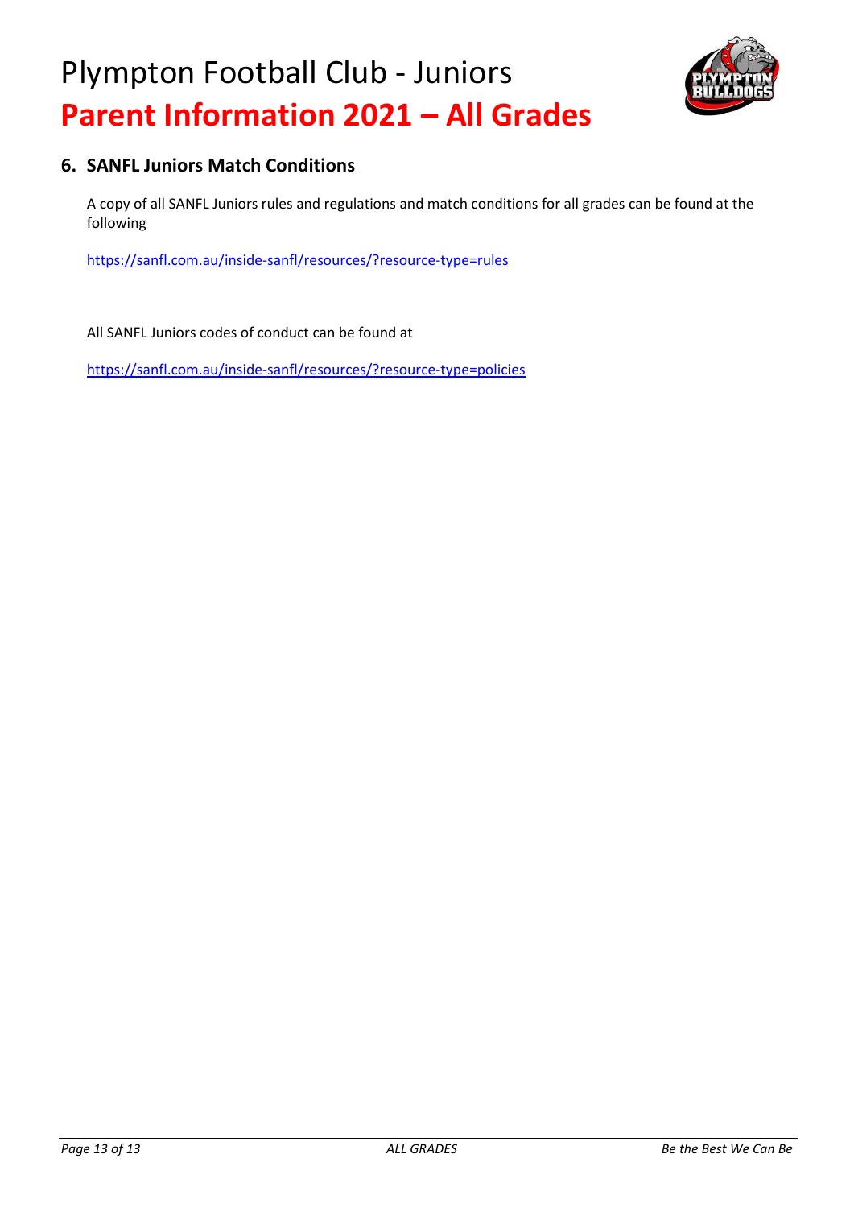## 6. SANFL Juniors Match Conditions

A copy of all SANFL Juniors rules and regulations and match conditions for all grades can be found at the following

https://sanfl.com.au/inside-sanfl/resources/?resource-type=rules

All SANFL Juniors codes of conduct can be found at

https://sanfl.com.au/inside-sanfl/resources/?resource-type=policies